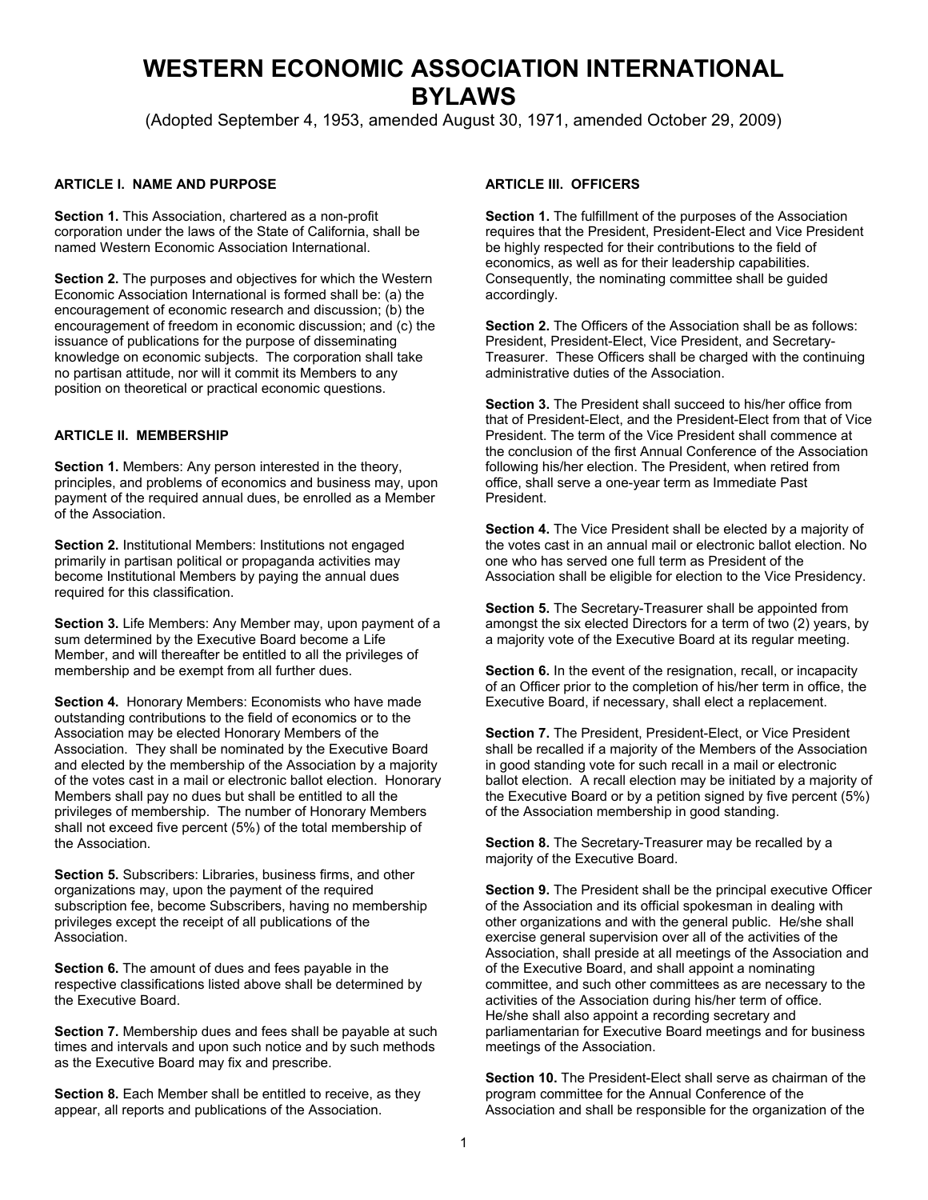# WESTERN ECONOMIC ASSOCIATION INTERNATIONAL BYLAWS

(Adopted September 4, 1953, amended August 30, 1971, amended October 29, 2009)

## ARTICLE I. NAME AND PURPOSE

**Section 1.** This Association, chartered as a non-profit corporation under the laws of the State of California, shall be named Western Economic Association International.

**Section 2.** The purposes and objectives for which the Western Economic Association International is formed shall be: (a) the encouragement of economic research and discussion; (b) the encouragement of freedom in economic discussion; and (c) the issuance of publications for the purpose of disseminating knowledge on economic subjects. The corporation shall take no partisan attitude, nor will it commit its Members to any position on theoretical or practical economic questions.

## ARTICLE II. MEMBERSHIP

**Section 1.** Members: Any person interested in the theory, principles, and problems of economics and business may, upon payment of the required annual dues, be enrolled as a Member of the Association.

**Section 2.** Institutional Members: Institutions not engaged primarily in partisan political or propaganda activities may become Institutional Members by paying the annual dues required for this classification.

**Section 3.** Life Members: Any Member may, upon payment of a sum determined by the Executive Board become a Life Member, and will thereafter be entitled to all the privileges of membership and be exempt from all further dues.

**Section 4.** Honorary Members: Economists who have made outstanding contributions to the field of economics or to the Association may be elected Honorary Members of the Association. They shall be nominated by the Executive Board and elected by the membership of the Association by a majority of the votes cast in a mail or electronic ballot election. Honorary Members shall pay no dues but shall be entitled to all the privileges of membership. The number of Honorary Members shall not exceed five percent (5%) of the total membership of the Association.

**Section 5.** Subscribers: Libraries, business firms, and other organizations may, upon the payment of the required subscription fee, become Subscribers, having no membership privileges except the receipt of all publications of the Association.

**Section 6.** The amount of dues and fees payable in the respective classifications listed above shall be determined by the Executive Board.

**Section 7.** Membership dues and fees shall be payable at such times and intervals and upon such notice and by such methods as the Executive Board may fix and prescribe.

**Section 8.** Each Member shall be entitled to receive, as they appear, all reports and publications of the Association.

## ARTICLE III. OFFICERS

**Section 1.** The fulfillment of the purposes of the Association requires that the President, President-Elect and Vice President be highly respected for their contributions to the field of economics, as well as for their leadership capabilities. Consequently, the nominating committee shall be guided accordingly.

**Section 2.** The Officers of the Association shall be as follows: President, President-Elect, Vice President, and Secretary-Treasurer. These Officers shall be charged with the continuing administrative duties of the Association.

**Section 3.** The President shall succeed to his/her office from that of President-Elect, and the President-Elect from that of Vice President. The term of the Vice President shall commence at the conclusion of the first Annual Conference of the Association following his/her election. The President, when retired from office, shall serve a one-year term as Immediate Past President.

**Section 4.** The Vice President shall be elected by a majority of the votes cast in an annual mail or electronic ballot election. No one who has served one full term as President of the Association shall be eligible for election to the Vice Presidency.

**Section 5.** The Secretary-Treasurer shall be appointed from amongst the six elected Directors for a term of two (2) years, by a majority vote of the Executive Board at its regular meeting.

**Section 6.** In the event of the resignation, recall, or incapacity of an Officer prior to the completion of his/her term in office, the Executive Board, if necessary, shall elect a replacement.

**Section 7.** The President, President-Elect, or Vice President shall be recalled if a majority of the Members of the Association in good standing vote for such recall in a mail or electronic ballot election. A recall election may be initiated by a majority of the Executive Board or by a petition signed by five percent (5%) of the Association membership in good standing.

**Section 8.** The Secretary-Treasurer may be recalled by a majority of the Executive Board.

**Section 9.** The President shall be the principal executive Officer of the Association and its official spokesman in dealing with other organizations and with the general public. He/she shall exercise general supervision over all of the activities of the Association, shall preside at all meetings of the Association and of the Executive Board, and shall appoint a nominating committee, and such other committees as are necessary to the activities of the Association during his/her term of office. He/she shall also appoint a recording secretary and parliamentarian for Executive Board meetings and for business meetings of the Association.

**Section 10.** The President-Elect shall serve as chairman of the program committee for the Annual Conference of the Association and shall be responsible for the organization of the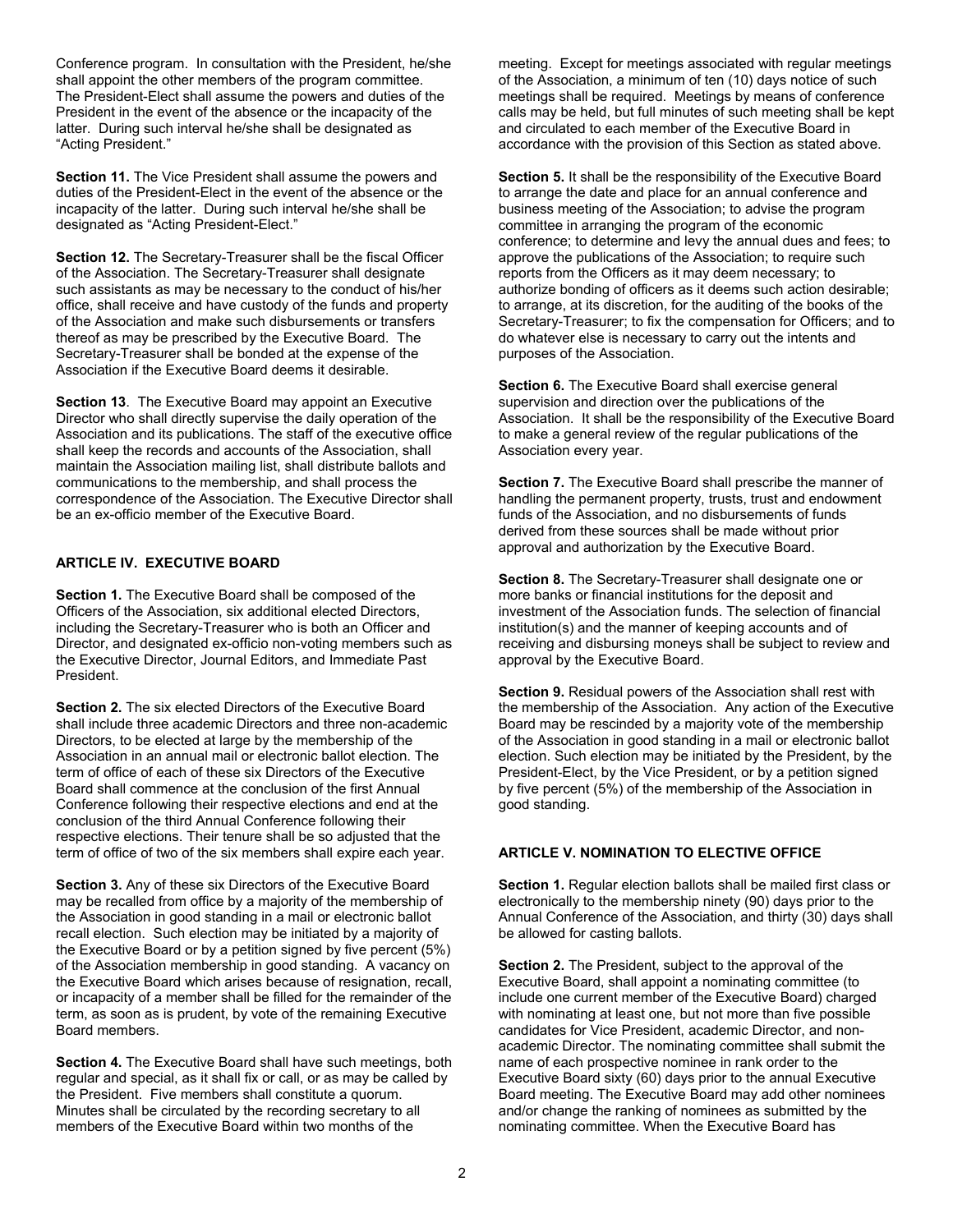Conference program. In consultation with the President, he/she shall appoint the other members of the program committee. The President-Elect shall assume the powers and duties of the President in the event of the absence or the incapacity of the latter. During such interval he/she shall be designated as "Acting President."

**Section 11.** The Vice President shall assume the powers and duties of the President-Elect in the event of the absence or the incapacity of the latter. During such interval he/she shall be designated as "Acting President-Elect."

**Section 12.** The Secretary-Treasurer shall be the fiscal Officer of the Association. The Secretary-Treasurer shall designate such assistants as may be necessary to the conduct of his/her office, shall receive and have custody of the funds and property of the Association and make such disbursements or transfers thereof as may be prescribed by the Executive Board. The Secretary-Treasurer shall be bonded at the expense of the Association if the Executive Board deems it desirable.

**Section 13**. The Executive Board may appoint an Executive Director who shall directly supervise the daily operation of the Association and its publications. The staff of the executive office shall keep the records and accounts of the Association, shall maintain the Association mailing list, shall distribute ballots and communications to the membership, and shall process the correspondence of the Association. The Executive Director shall be an ex-officio member of the Executive Board.

## ARTICLE IV. EXECUTIVE BOARD

**Section 1.** The Executive Board shall be composed of the Officers of the Association, six additional elected Directors, including the Secretary-Treasurer who is both an Officer and Director, and designated ex-officio non-voting members such as the Executive Director, Journal Editors, and Immediate Past President.

**Section 2.** The six elected Directors of the Executive Board shall include three academic Directors and three non-academic Directors, to be elected at large by the membership of the Association in an annual mail or electronic ballot election. The term of office of each of these six Directors of the Executive Board shall commence at the conclusion of the first Annual Conference following their respective elections and end at the conclusion of the third Annual Conference following their respective elections. Their tenure shall be so adjusted that the term of office of two of the six members shall expire each year.

**Section 3.** Any of these six Directors of the Executive Board may be recalled from office by a majority of the membership of the Association in good standing in a mail or electronic ballot recall election. Such election may be initiated by a majority of the Executive Board or by a petition signed by five percent (5%) of the Association membership in good standing. A vacancy on the Executive Board which arises because of resignation, recall, or incapacity of a member shall be filled for the remainder of the term, as soon as is prudent, by vote of the remaining Executive Board members.

**Section 4.** The Executive Board shall have such meetings, both regular and special, as it shall fix or call, or as may be called by the President. Five members shall constitute a quorum. Minutes shall be circulated by the recording secretary to all members of the Executive Board within two months of the meeting. Except for meetings associated with regular meetings of the Association, a minimum of ten (10) days notice of such meetings shall be required. Meetings by means of conference calls may be held, but full minutes of such meeting shall be kept and circulated to each member of the Executive Board in accordance with the provision of this Section as stated above.

**Section 5.** It shall be the responsibility of the Executive Board to arrange the date and place for an annual conference and business meeting of the Association; to advise the program committee in arranging the program of the economic conference; to determine and levy the annual dues and fees; to approve the publications of the Association; to require such reports from the Officers as it may deem necessary; to authorize bonding of officers as it deems such action desirable; to arrange, at its discretion, for the auditing of the books of the Secretary-Treasurer; to fix the compensation for Officers; and to do whatever else is necessary to carry out the intents and purposes of the Association.

**Section 6.** The Executive Board shall exercise general supervision and direction over the publications of the Association. It shall be the responsibility of the Executive Board to make a general review of the regular publications of the Association every year.

**Section 7.** The Executive Board shall prescribe the manner of handling the permanent property, trusts, trust and endowment funds of the Association, and no disbursements of funds derived from these sources shall be made without prior approval and authorization by the Executive Board.

**Section 8.** The Secretary-Treasurer shall designate one or more banks or financial institutions for the deposit and investment of the Association funds. The selection of financial institution(s) and the manner of keeping accounts and of receiving and disbursing moneys shall be subject to review and approval by the Executive Board.

**Section 9.** Residual powers of the Association shall rest with the membership of the Association. Any action of the Executive Board may be rescinded by a majority vote of the membership of the Association in good standing in a mail or electronic ballot election. Such election may be initiated by the President, by the President-Elect, by the Vice President, or by a petition signed by five percent (5%) of the membership of the Association in good standing.

## ARTICLE V. NOMINATION TO ELECTIVE OFFICE

**Section 1.** Regular election ballots shall be mailed first class or electronically to the membership ninety (90) days prior to the Annual Conference of the Association, and thirty (30) days shall be allowed for casting ballots.

**Section 2.** The President, subject to the approval of the Executive Board, shall appoint a nominating committee (to include one current member of the Executive Board) charged with nominating at least one, but not more than five possible candidates for Vice President, academic Director, and non-academic Director. The nominating committee shall submit the name of each prospective nominee in rank order to the Executive Board sixty (60) days prior to the annual Executive Board meeting. The Executive Board may add other nominees and/or change the ranking of nominees as submitted by the nominating committee. When the Executive Board has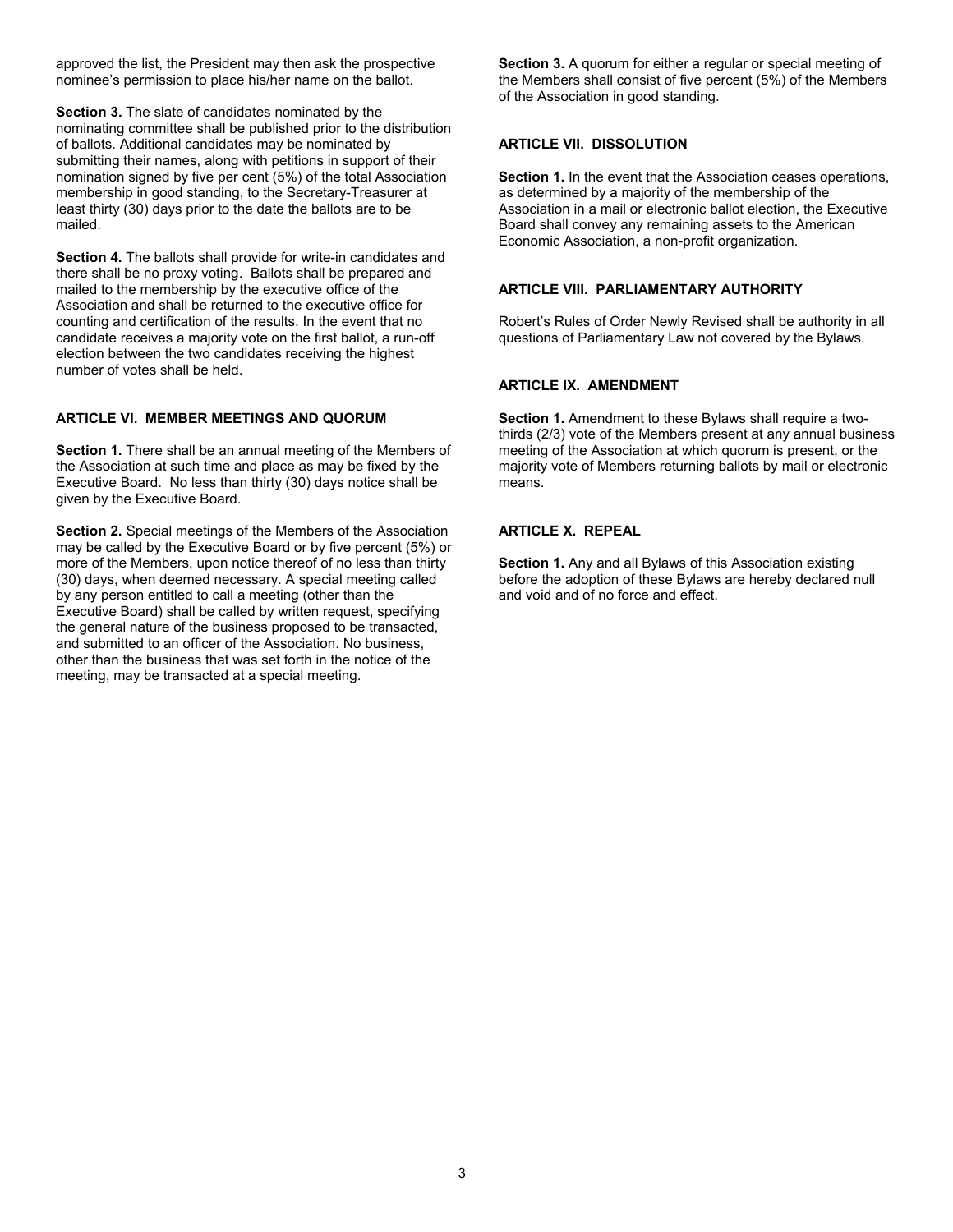approved the list, the President may then ask the prospective nominee's permission to place his/her name on the ballot.

**Section 3.** The slate of candidates nominated by the nominating committee shall be published prior to the distribution of ballots. Additional candidates may be nominated by submitting their names, along with petitions in support of their nomination signed by five per cent (5%) of the total Association membership in good standing, to the Secretary-Treasurer at least thirty (30) days prior to the date the ballots are to be mailed.

**Section 4.** The ballots shall provide for write-in candidates and there shall be no proxy voting. Ballots shall be prepared and mailed to the membership by the executive office of the Association and shall be returned to the executive office for counting and certification of the results. In the event that no candidate receives a majority vote on the first ballot, a run-off election between the two candidates receiving the highest number of votes shall be held.

### ARTICLE VI. MEMBER MEETINGS AND QUORUM

**Section 1.** There shall be an annual meeting of the Members of the Association at such time and place as may be fixed by the Executive Board. No less than thirty (30) days notice shall be given by the Executive Board.

**Section 2.** Special meetings of the Members of the Association may be called by the Executive Board or by five percent (5%) or more of the Members, upon notice thereof of no less than thirty (30) days, when deemed necessary. A special meeting called by any person entitled to call a meeting (other than the Executive Board) shall be called by written request, specifying the general nature of the business proposed to be transacted, and submitted to an officer of the Association. No business, other than the business that was set forth in the notice of the meeting, may be transacted at a special meeting.

**Section 3.** A quorum for either a regular or special meeting of the Members shall consist of five percent (5%) of the Members of the Association in good standing.

### ARTICLE VII. DISSOLUTION

**Section 1.** In the event that the Association ceases operations, as determined by a majority of the membership of the Association in a mail or electronic ballot election, the Executive Board shall convey any remaining assets to the American Economic Association, a non-profit organization.

### ARTICLE VIII. PARLIAMENTARY AUTHORITY

Robert's Rules of Order Newly Revised shall be authority in all questions of Parliamentary Law not covered by the Bylaws.

### ARTICLE IX. AMENDMENT

**Section 1.** Amendment to these Bylaws shall require a two-thirds (2/3) vote of the Members present at any annual business meeting of the Association at which quorum is present, or the majority vote of Members returning ballots by mail or electronic means.

### ARTICLE X. REPEAL

**Section 1.** Any and all Bylaws of this Association existing before the adoption of these Bylaws are hereby declared null and void and of no force and effect.